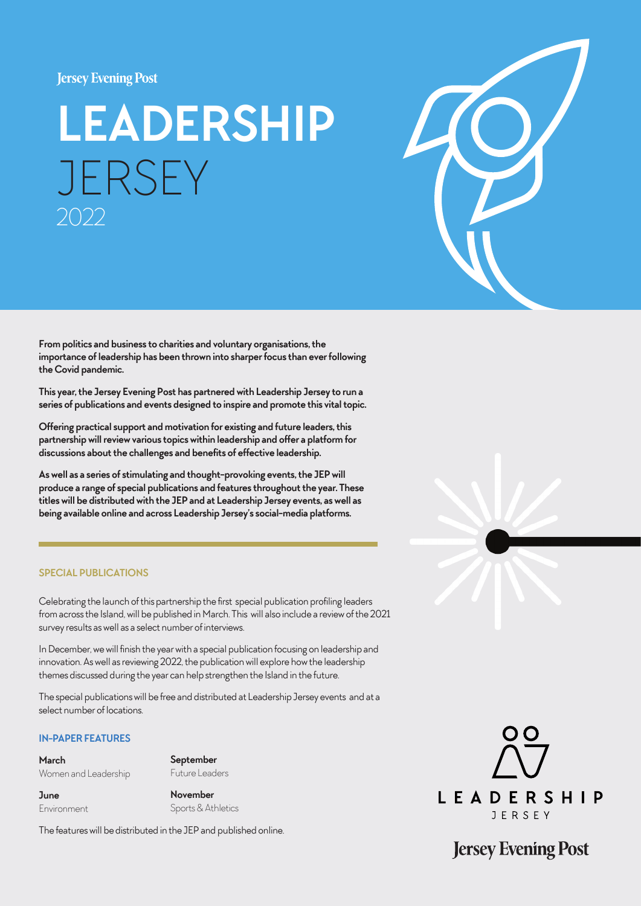Jersey Evening Post

# LEADERSHIP JERSEY 2022

**From politics and business to charities and voluntary organisations, the importance of leadership has been thrown into sharper focus than ever following the Covid pandemic.**

**This year, the Jersey Evening Post has partnered with Leadership Jersey to run a series of publications and events designed to inspire and promote this vital topic.**

**Offering practical support and motivation for existing and future leaders, this partnership will review various topics within leadership and offer a platform for discussions about the challenges and benefits of effective leadership.**

**As well as a series of stimulating and thought-provoking events, the JEP will produce a range of special publications and features throughout the year. These titles will be distributed with the JEP and at Leadership Jersey events, as well as being available online and across Leadership Jersey's social-media platforms.**

## SPECIAL PUBLICATIONS

Celebrating the launch of this partnership the first special publication profiling leaders from across the Island, will be published in March. This will also include a review of the 2021 survey results as well as a select number of interviews.

In December, we will finish the year with a special publication focusing on leadership and innovation. As well as reviewing 2022, the publication will explore how the leadership themes discussed during the year can help strengthen the Island in the future.

The special publications will be free and distributed at Leadership Jersey events and at a select number of locations.

## IN-PAPER FEATURES

**March**
Women and Leadership

**June**
Environment

**September**
Future Leaders

**November**
Sports & Athletics

The features will be distributed in the JEP and published online.

LEADERSHIP JERSEY

Jersey Evening Post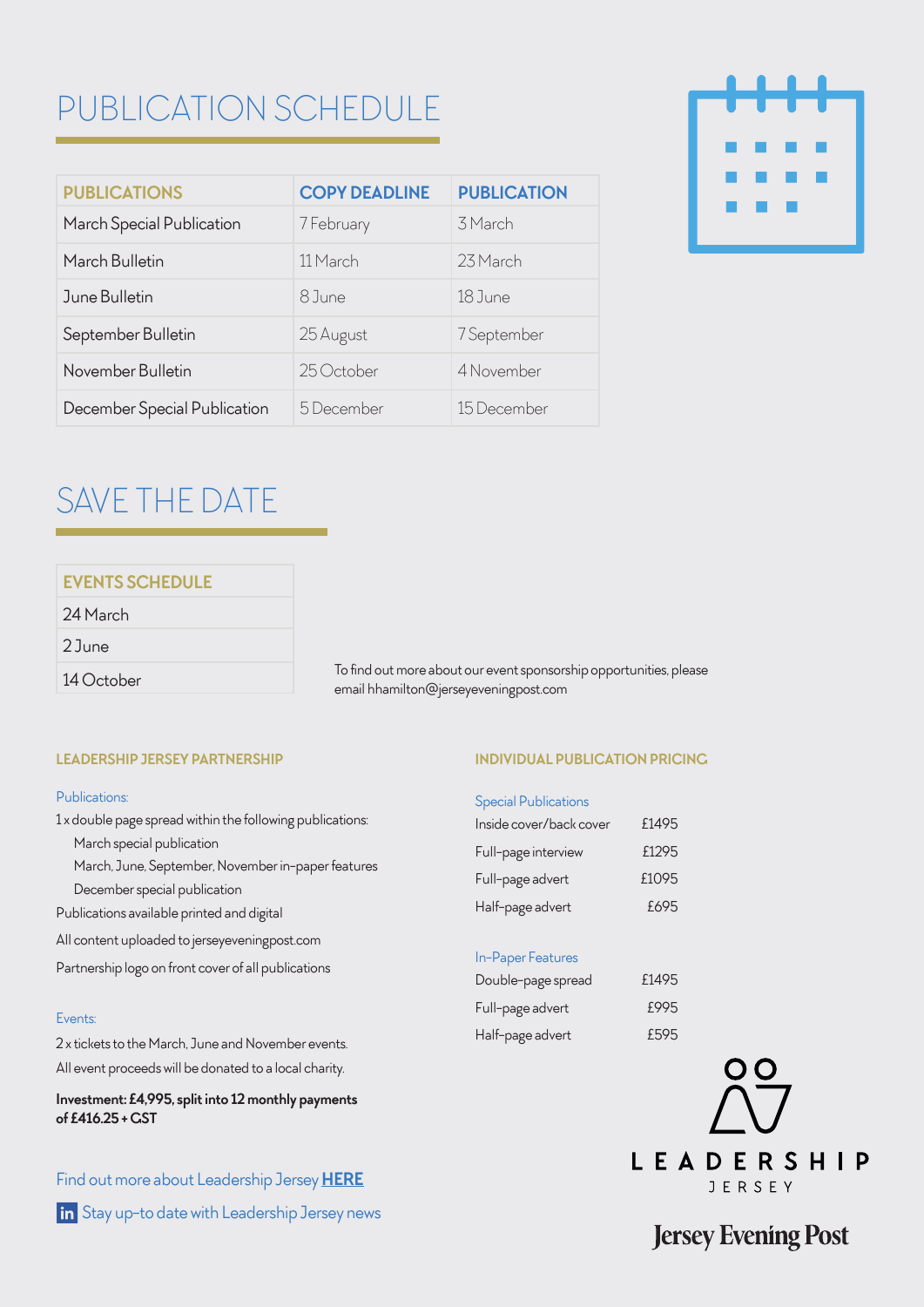# PUBLICATION SCHEDULE

| PUBLICATIONS | COPY DEADLINE | PUBLICATION |
|---|---|---|
| March Special Publication | 7 February | 3 March |
| March Bulletin | 11 March | 23 March |
| June Bulletin | 8 June | 18 June |
| September Bulletin | 25 August | 7 September |
| November Bulletin | 25 October | 4 November |
| December Special Publication | 5 December | 15 December |

# SAVE THE DATE

| EVENTS SCHEDULE |
|---|
| 24 March |
| 2 June |
| 14 October |

To find out more about our event sponsorship opportunities, please email hhamilton@jerseyeveningpost.com

### LEADERSHIP JERSEY PARTNERSHIP

Publications:

1 x double page spread within the following publications:

- March special publication
- March, June, September, November in-paper features
- December special publication

Publications available printed and digital

All content uploaded to jerseyeveningpost.com

Partnership logo on front cover of all publications

Events:

2 x tickets to the March, June and November events.

All event proceeds will be donated to a local charity.

**Investment: £4,995, split into 12 monthly payments of £416.25 + GST**

Find out more about Leadership Jersey **HERE**

Stay up-to date with Leadership Jersey news

### INDIVIDUAL PUBLICATION PRICING

Special Publications

| | |
|---|---|
| Inside cover/back cover | £1495 |
| Full-page interview | £1295 |
| Full-page advert | £1095 |
| Half-page advert | £695 |

In-Paper Features

| | |
|---|---|
| Double-page spread | £1495 |
| Full-page advert | £995 |
| Half-page advert | £595 |

LEADERSHIP JERSEY

Jersey Evening Post